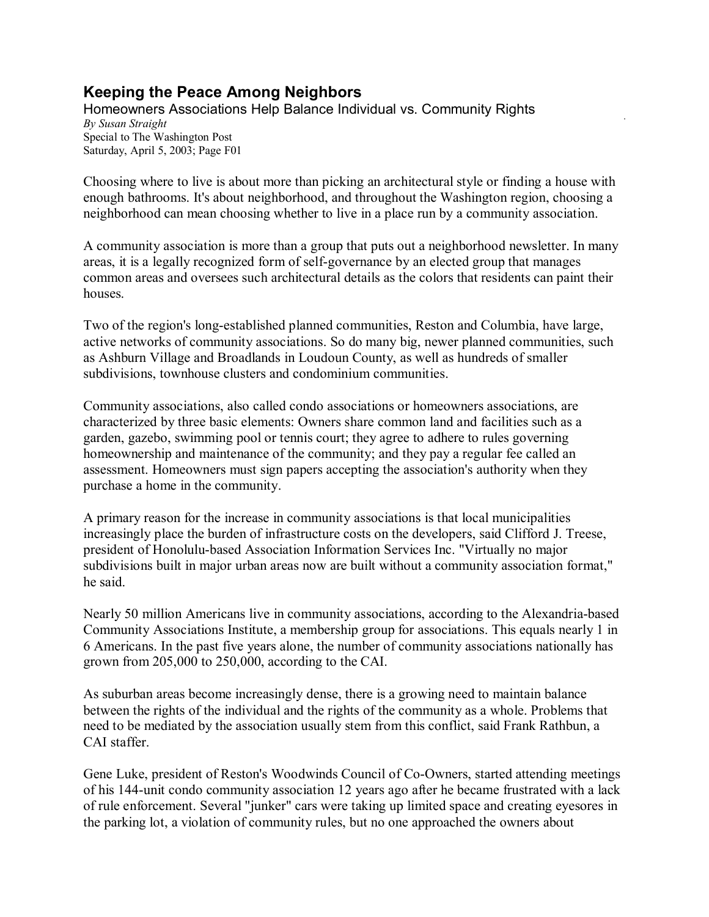# Keeping the Peace Among Neighbors

Homeowners Associations Help Balance Individual vs. Community Rights

*By Susan Straight*

Special to The Washington Post

Saturday, April 5, 2003; Page F01

Choosing where to live is about more than picking an architectural style or finding a house with enough bathrooms. It's about neighborhood, and throughout the Washington region, choosing a neighborhood can mean choosing whether to live in a place run by a community association.

A community association is more than a group that puts out a neighborhood newsletter. In many areas, it is a legally recognized form of self-governance by an elected group that manages common areas and oversees such architectural details as the colors that residents can paint their houses.

Two of the region's long-established planned communities, Reston and Columbia, have large, active networks of community associations. So do many big, newer planned communities, such as Ashburn Village and Broadlands in Loudoun County, as well as hundreds of smaller subdivisions, townhouse clusters and condominium communities.

Community associations, also called condo associations or homeowners associations, are characterized by three basic elements: Owners share common land and facilities such as a garden, gazebo, swimming pool or tennis court; they agree to adhere to rules governing homeownership and maintenance of the community; and they pay a regular fee called an assessment. Homeowners must sign papers accepting the association's authority when they purchase a home in the community.

A primary reason for the increase in community associations is that local municipalities increasingly place the burden of infrastructure costs on the developers, said Clifford J. Treese, president of Honolulu-based Association Information Services Inc. "Virtually no major subdivisions built in major urban areas now are built without a community association format," he said.

Nearly 50 million Americans live in community associations, according to the Alexandria-based Community Associations Institute, a membership group for associations. This equals nearly 1 in 6 Americans. In the past five years alone, the number of community associations nationally has grown from 205,000 to 250,000, according to the CAI.

As suburban areas become increasingly dense, there is a growing need to maintain balance between the rights of the individual and the rights of the community as a whole. Problems that need to be mediated by the association usually stem from this conflict, said Frank Rathbun, a CAI staffer.

Gene Luke, president of Reston's Woodwinds Council of Co-Owners, started attending meetings of his 144-unit condo community association 12 years ago after he became frustrated with a lack of rule enforcement. Several "junker" cars were taking up limited space and creating eyesores in the parking lot, a violation of community rules, but no one approached the owners about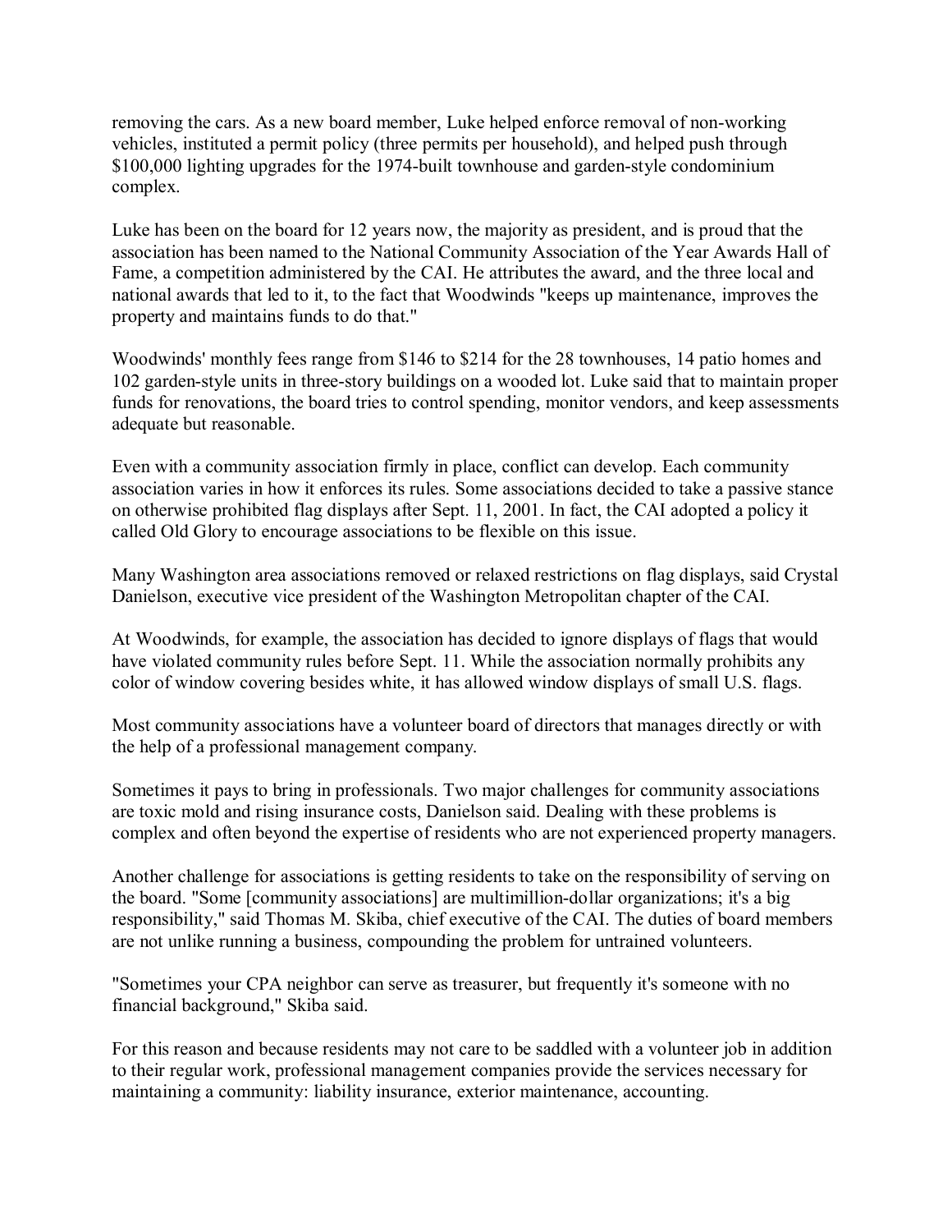removing the cars. As a new board member, Luke helped enforce removal of non-working vehicles, instituted a permit policy (three permits per household), and helped push through $100,000 lighting upgrades for the 1974-built townhouse and garden-style condominium complex.

Luke has been on the board for 12 years now, the majority as president, and is proud that the association has been named to the National Community Association of the Year Awards Hall of Fame, a competition administered by the CAI. He attributes the award, and the three local and national awards that led to it, to the fact that Woodwinds "keeps up maintenance, improves the property and maintains funds to do that."

Woodwinds' monthly fees range from $146 to $214 for the 28 townhouses, 14 patio homes and 102 garden-style units in three-story buildings on a wooded lot. Luke said that to maintain proper funds for renovations, the board tries to control spending, monitor vendors, and keep assessments adequate but reasonable.

Even with a community association firmly in place, conflict can develop. Each community association varies in how it enforces its rules. Some associations decided to take a passive stance on otherwise prohibited flag displays after Sept. 11, 2001. In fact, the CAI adopted a policy it called Old Glory to encourage associations to be flexible on this issue.

Many Washington area associations removed or relaxed restrictions on flag displays, said Crystal Danielson, executive vice president of the Washington Metropolitan chapter of the CAI.

At Woodwinds, for example, the association has decided to ignore displays of flags that would have violated community rules before Sept. 11. While the association normally prohibits any color of window covering besides white, it has allowed window displays of small U.S. flags.

Most community associations have a volunteer board of directors that manages directly or with the help of a professional management company.

Sometimes it pays to bring in professionals. Two major challenges for community associations are toxic mold and rising insurance costs, Danielson said. Dealing with these problems is complex and often beyond the expertise of residents who are not experienced property managers.

Another challenge for associations is getting residents to take on the responsibility of serving on the board. "Some [community associations] are multimillion-dollar organizations; it's a big responsibility," said Thomas M. Skiba, chief executive of the CAI. The duties of board members are not unlike running a business, compounding the problem for untrained volunteers.

"Sometimes your CPA neighbor can serve as treasurer, but frequently it's someone with no financial background," Skiba said.

For this reason and because residents may not care to be saddled with a volunteer job in addition to their regular work, professional management companies provide the services necessary for maintaining a community: liability insurance, exterior maintenance, accounting.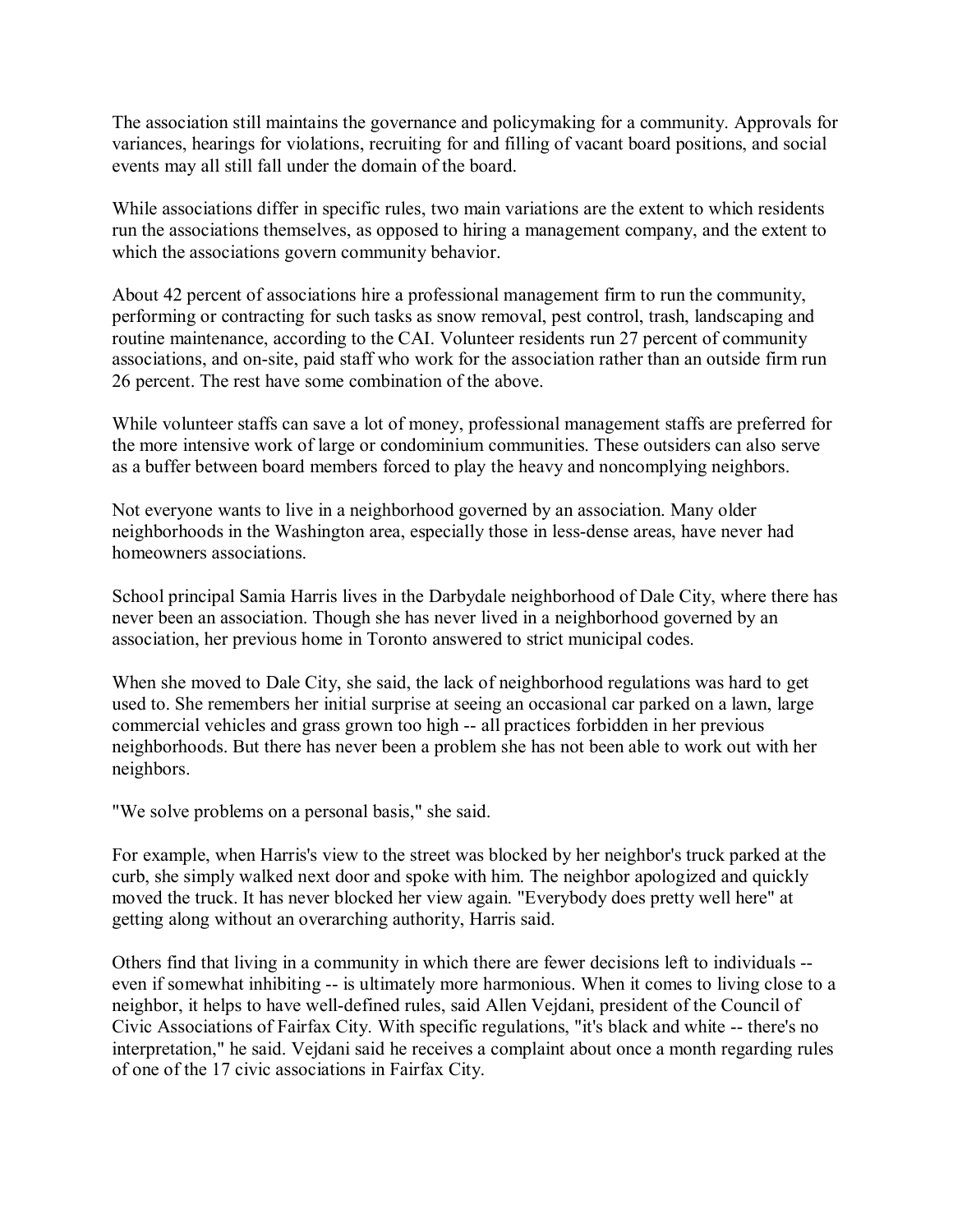The association still maintains the governance and policymaking for a community. Approvals for variances, hearings for violations, recruiting for and filling of vacant board positions, and social events may all still fall under the domain of the board.

While associations differ in specific rules, two main variations are the extent to which residents run the associations themselves, as opposed to hiring a management company, and the extent to which the associations govern community behavior.

About 42 percent of associations hire a professional management firm to run the community, performing or contracting for such tasks as snow removal, pest control, trash, landscaping and routine maintenance, according to the CAI. Volunteer residents run 27 percent of community associations, and on-site, paid staff who work for the association rather than an outside firm run 26 percent. The rest have some combination of the above.

While volunteer staffs can save a lot of money, professional management staffs are preferred for the more intensive work of large or condominium communities. These outsiders can also serve as a buffer between board members forced to play the heavy and noncomplying neighbors.

Not everyone wants to live in a neighborhood governed by an association. Many older neighborhoods in the Washington area, especially those in less-dense areas, have never had homeowners associations.

School principal Samia Harris lives in the Darbydale neighborhood of Dale City, where there has never been an association. Though she has never lived in a neighborhood governed by an association, her previous home in Toronto answered to strict municipal codes.

When she moved to Dale City, she said, the lack of neighborhood regulations was hard to get used to. She remembers her initial surprise at seeing an occasional car parked on a lawn, large commercial vehicles and grass grown too high -- all practices forbidden in her previous neighborhoods. But there has never been a problem she has not been able to work out with her neighbors.

"We solve problems on a personal basis," she said.

For example, when Harris's view to the street was blocked by her neighbor's truck parked at the curb, she simply walked next door and spoke with him. The neighbor apologized and quickly moved the truck. It has never blocked her view again. "Everybody does pretty well here" at getting along without an overarching authority, Harris said.

Others find that living in a community in which there are fewer decisions left to individuals -- even if somewhat inhibiting -- is ultimately more harmonious. When it comes to living close to a neighbor, it helps to have well-defined rules, said Allen Vejdani, president of the Council of Civic Associations of Fairfax City. With specific regulations, "it's black and white -- there's no interpretation," he said. Vejdani said he receives a complaint about once a month regarding rules of one of the 17 civic associations in Fairfax City.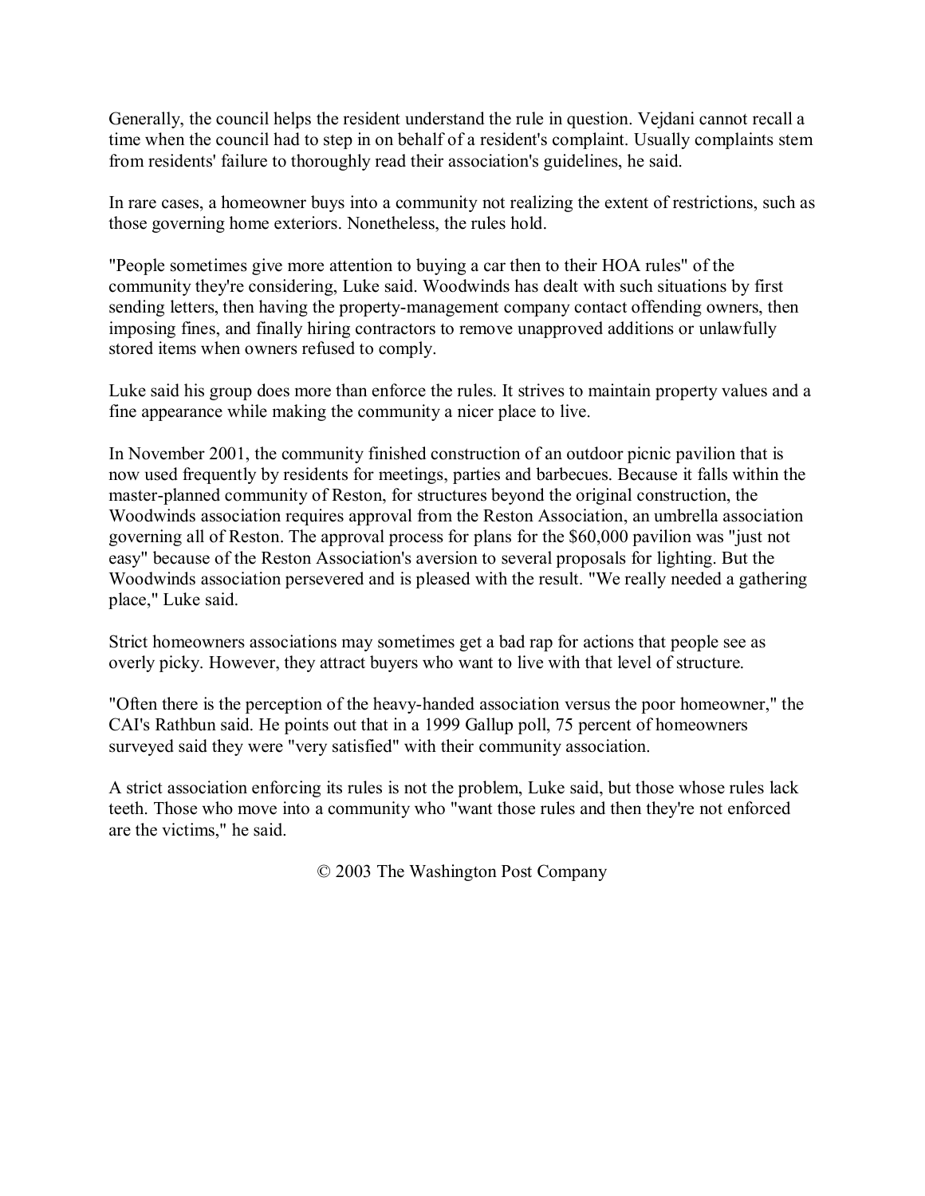Generally, the council helps the resident understand the rule in question. Vejdani cannot recall a time when the council had to step in on behalf of a resident's complaint. Usually complaints stem from residents' failure to thoroughly read their association's guidelines, he said.

In rare cases, a homeowner buys into a community not realizing the extent of restrictions, such as those governing home exteriors. Nonetheless, the rules hold.

"People sometimes give more attention to buying a car then to their HOA rules" of the community they're considering, Luke said. Woodwinds has dealt with such situations by first sending letters, then having the property-management company contact offending owners, then imposing fines, and finally hiring contractors to remove unapproved additions or unlawfully stored items when owners refused to comply.

Luke said his group does more than enforce the rules. It strives to maintain property values and a fine appearance while making the community a nicer place to live.

In November 2001, the community finished construction of an outdoor picnic pavilion that is now used frequently by residents for meetings, parties and barbecues. Because it falls within the master-planned community of Reston, for structures beyond the original construction, the Woodwinds association requires approval from the Reston Association, an umbrella association governing all of Reston. The approval process for plans for the $60,000 pavilion was "just not easy" because of the Reston Association's aversion to several proposals for lighting. But the Woodwinds association persevered and is pleased with the result. "We really needed a gathering place," Luke said.

Strict homeowners associations may sometimes get a bad rap for actions that people see as overly picky. However, they attract buyers who want to live with that level of structure.

"Often there is the perception of the heavy-handed association versus the poor homeowner," the CAI's Rathbun said. He points out that in a 1999 Gallup poll, 75 percent of homeowners surveyed said they were "very satisfied" with their community association.

A strict association enforcing its rules is not the problem, Luke said, but those whose rules lack teeth. Those who move into a community who "want those rules and then they're not enforced are the victims," he said.

© 2003 The Washington Post Company